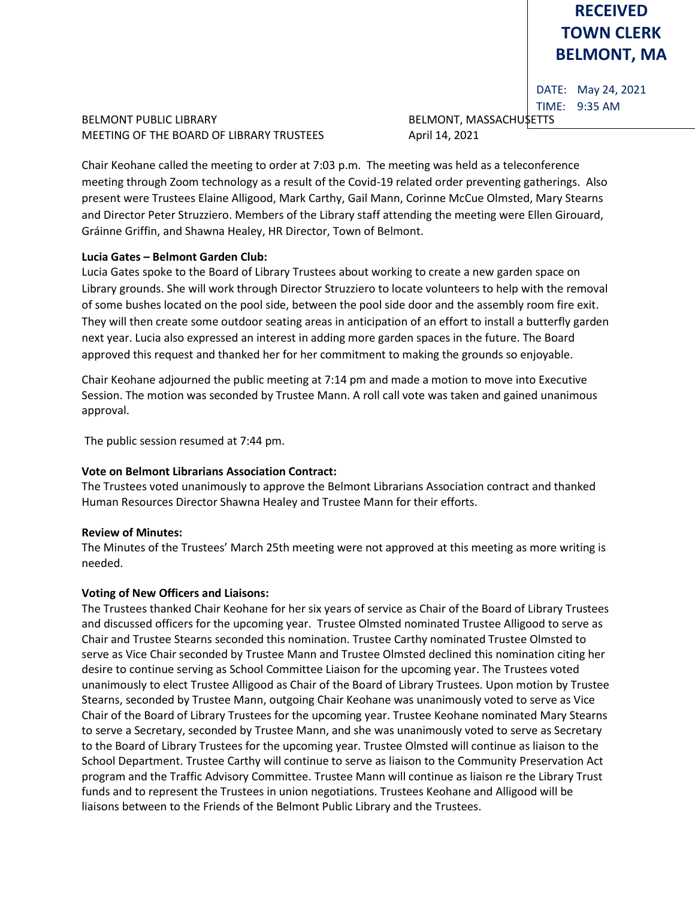**RECEIVED TOWN CLERK BELMONT, MA**

DATE: May 24, 2021
TIME: 9:35 AM

BELMONT PUBLIC LIBRARY — BELMONT, MASSACHUSETTS
MEETING OF THE BOARD OF LIBRARY TRUSTEES — April 14, 2021

Chair Keohane called the meeting to order at 7:03 p.m. The meeting was held as a teleconference meeting through Zoom technology as a result of the Covid-19 related order preventing gatherings. Also present were Trustees Elaine Alligood, Mark Carthy, Gail Mann, Corinne McCue Olmsted, Mary Stearns and Director Peter Struzziero. Members of the Library staff attending the meeting were Ellen Girouard, Gráinne Griffin, and Shawna Healey, HR Director, Town of Belmont.

**Lucia Gates – Belmont Garden Club:**
Lucia Gates spoke to the Board of Library Trustees about working to create a new garden space on Library grounds. She will work through Director Struzziero to locate volunteers to help with the removal of some bushes located on the pool side, between the pool side door and the assembly room fire exit. They will then create some outdoor seating areas in anticipation of an effort to install a butterfly garden next year. Lucia also expressed an interest in adding more garden spaces in the future. The Board approved this request and thanked her for her commitment to making the grounds so enjoyable.

Chair Keohane adjourned the public meeting at 7:14 pm and made a motion to move into Executive Session. The motion was seconded by Trustee Mann. A roll call vote was taken and gained unanimous approval.

The public session resumed at 7:44 pm.

**Vote on Belmont Librarians Association Contract:**
The Trustees voted unanimously to approve the Belmont Librarians Association contract and thanked Human Resources Director Shawna Healey and Trustee Mann for their efforts.

**Review of Minutes:**
The Minutes of the Trustees' March 25th meeting were not approved at this meeting as more writing is needed.

**Voting of New Officers and Liaisons:**
The Trustees thanked Chair Keohane for her six years of service as Chair of the Board of Library Trustees and discussed officers for the upcoming year. Trustee Olmsted nominated Trustee Alligood to serve as Chair and Trustee Stearns seconded this nomination. Trustee Carthy nominated Trustee Olmsted to serve as Vice Chair seconded by Trustee Mann and Trustee Olmsted declined this nomination citing her desire to continue serving as School Committee Liaison for the upcoming year. The Trustees voted unanimously to elect Trustee Alligood as Chair of the Board of Library Trustees. Upon motion by Trustee Stearns, seconded by Trustee Mann, outgoing Chair Keohane was unanimously voted to serve as Vice Chair of the Board of Library Trustees for the upcoming year. Trustee Keohane nominated Mary Stearns to serve a Secretary, seconded by Trustee Mann, and she was unanimously voted to serve as Secretary to the Board of Library Trustees for the upcoming year. Trustee Olmsted will continue as liaison to the School Department. Trustee Carthy will continue to serve as liaison to the Community Preservation Act program and the Traffic Advisory Committee. Trustee Mann will continue as liaison re the Library Trust funds and to represent the Trustees in union negotiations. Trustees Keohane and Alligood will be liaisons between to the Friends of the Belmont Public Library and the Trustees.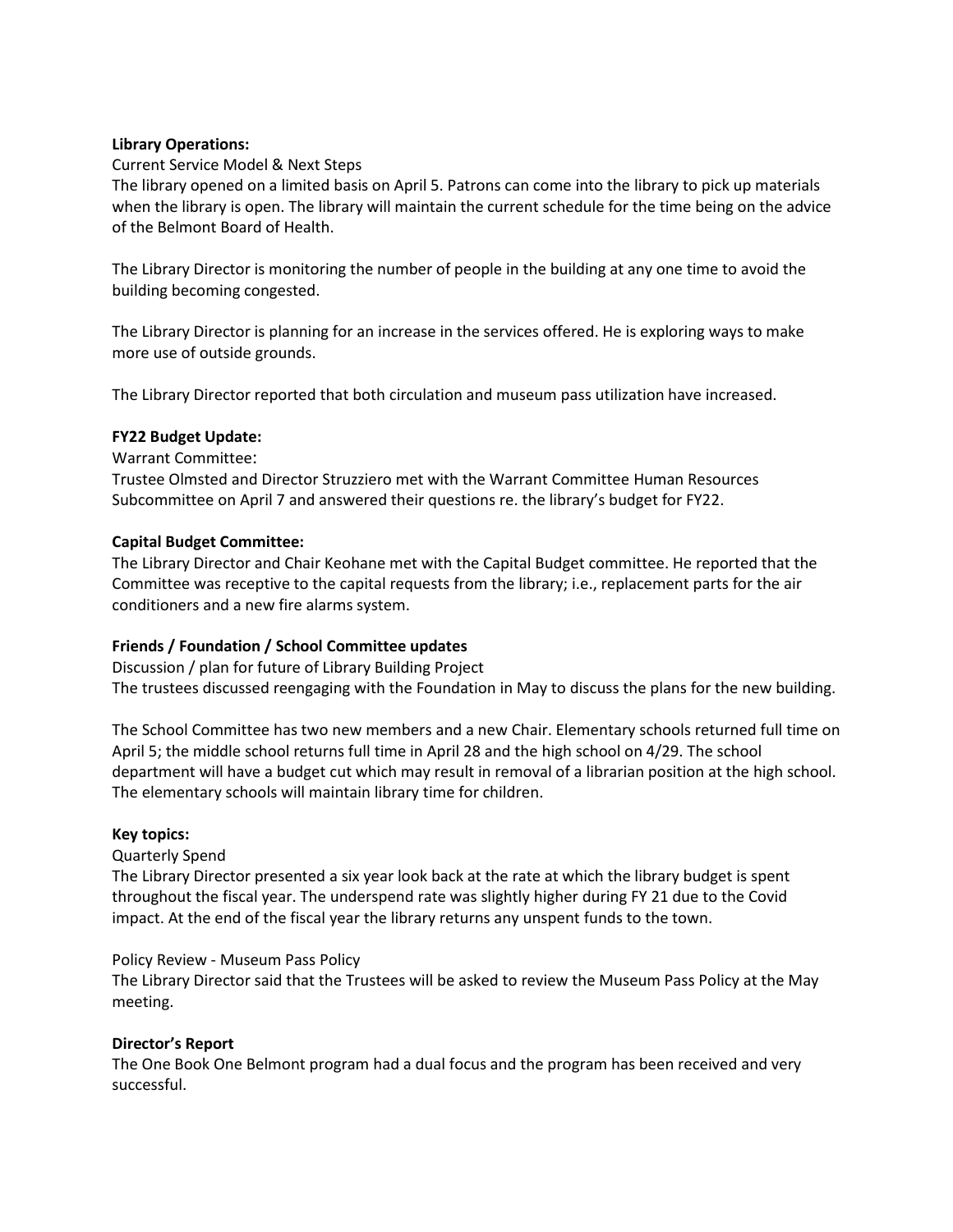**Library Operations:**

Current Service Model & Next Steps

The library opened on a limited basis on April 5. Patrons can come into the library to pick up materials when the library is open. The library will maintain the current schedule for the time being on the advice of the Belmont Board of Health.

The Library Director is monitoring the number of people in the building at any one time to avoid the building becoming congested.

The Library Director is planning for an increase in the services offered. He is exploring ways to make more use of outside grounds.

The Library Director reported that both circulation and museum pass utilization have increased.

**FY22 Budget Update:**

Warrant Committee:

Trustee Olmsted and Director Struzziero met with the Warrant Committee Human Resources Subcommittee on April 7 and answered their questions re. the library's budget for FY22.

**Capital Budget Committee:**

The Library Director and Chair Keohane met with the Capital Budget committee. He reported that the Committee was receptive to the capital requests from the library; i.e., replacement parts for the air conditioners and a new fire alarms system.

**Friends / Foundation / School Committee updates**

Discussion / plan for future of Library Building Project

The trustees discussed reengaging with the Foundation in May to discuss the plans for the new building.

The School Committee has two new members and a new Chair. Elementary schools returned full time on April 5; the middle school returns full time in April 28 and the high school on 4/29. The school department will have a budget cut which may result in removal of a librarian position at the high school. The elementary schools will maintain library time for children.

**Key topics:**

Quarterly Spend

The Library Director presented a six year look back at the rate at which the library budget is spent throughout the fiscal year. The underspend rate was slightly higher during FY 21 due to the Covid impact. At the end of the fiscal year the library returns any unspent funds to the town.

Policy Review - Museum Pass Policy

The Library Director said that the Trustees will be asked to review the Museum Pass Policy at the May meeting.

**Director's Report**

The One Book One Belmont program had a dual focus and the program has been received and very successful.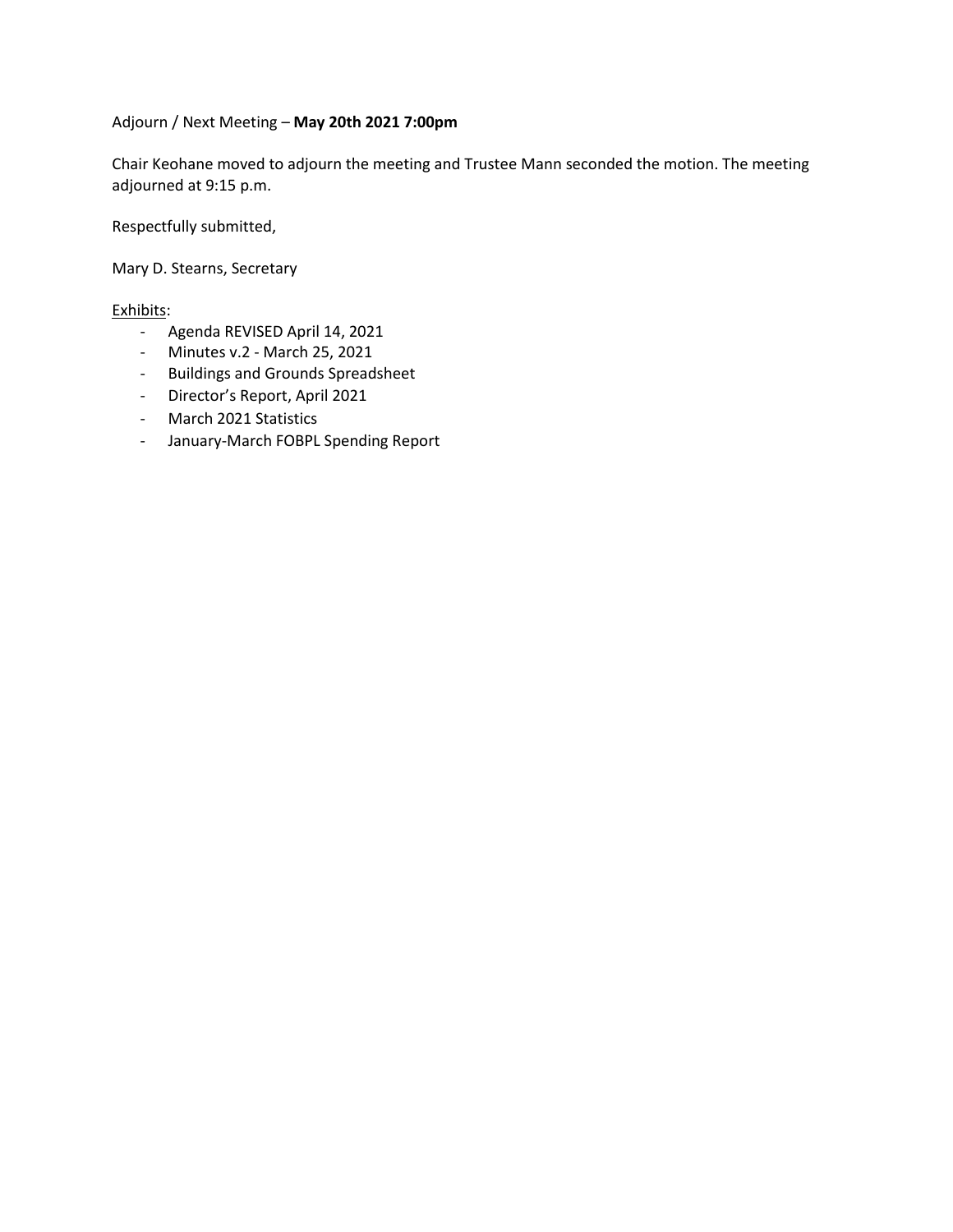Adjourn / Next Meeting – **May 20th 2021 7:00pm**

Chair Keohane moved to adjourn the meeting and Trustee Mann seconded the motion. The meeting adjourned at 9:15 p.m.

Respectfully submitted,

Mary D. Stearns, Secretary

Exhibits:

- Agenda REVISED April 14, 2021
- Minutes v.2 - March 25, 2021
- Buildings and Grounds Spreadsheet
- Director's Report, April 2021
- March 2021 Statistics
- January-March FOBPL Spending Report